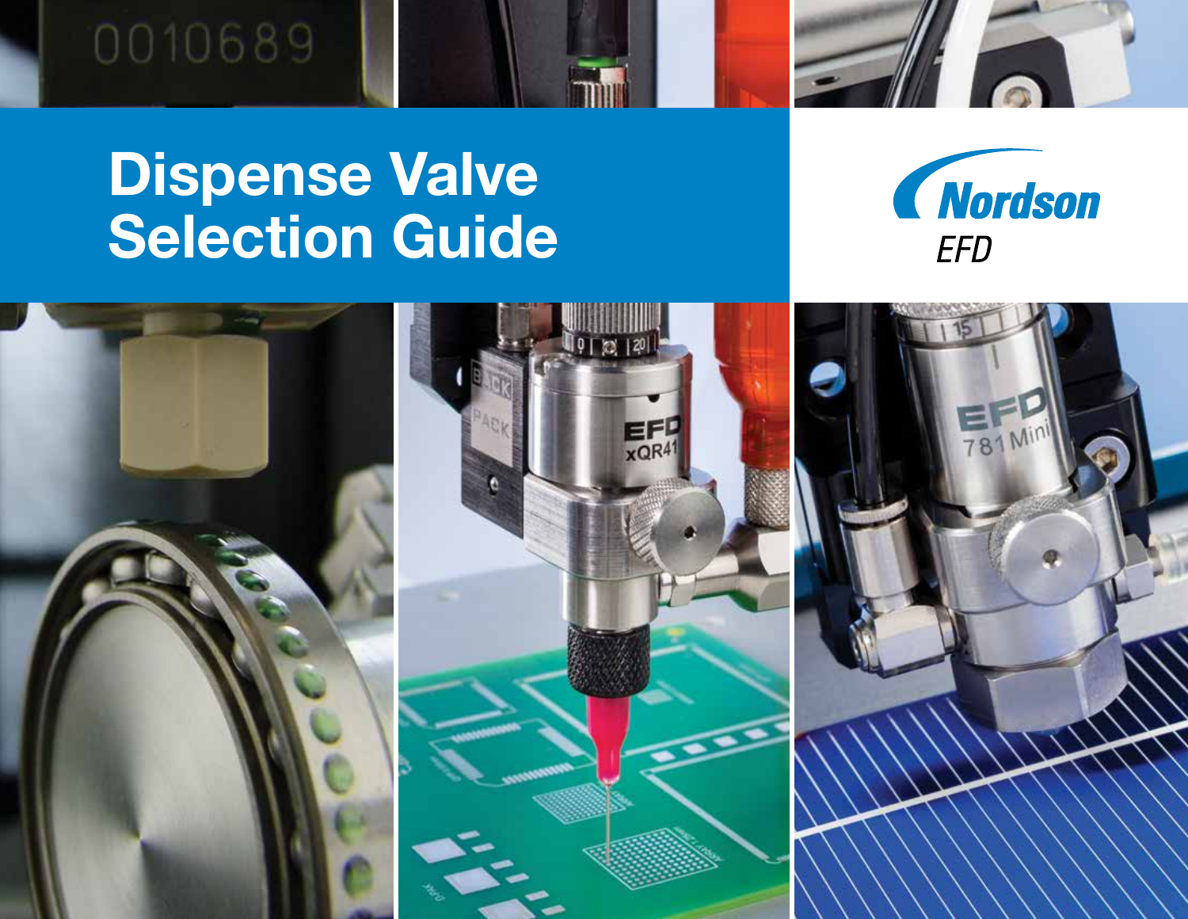# Dispense Valve Selection Guide

Nordson EFD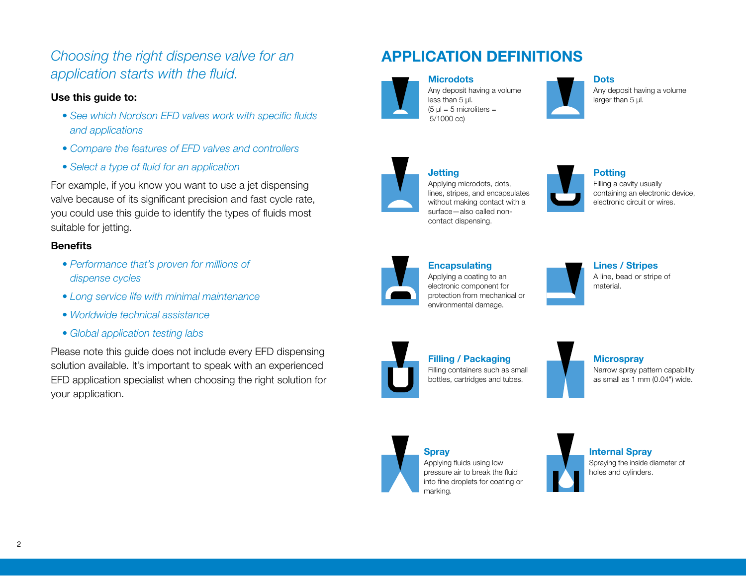*Choosing the right dispense valve for an application starts with the fluid.*

**Use this guide to:**

- *See which Nordson EFD valves work with specific fluids and applications*
- *Compare the features of EFD valves and controllers*
- *Select a type of fluid for an application*

For example, if you know you want to use a jet dispensing valve because of its significant precision and fast cycle rate, you could use this guide to identify the types of fluids most suitable for jetting.

**Benefits**

- *Performance that's proven for millions of dispense cycles*
- *Long service life with minimal maintenance*
- *Worldwide technical assistance*
- *Global application testing labs*

Please note this guide does not include every EFD dispensing solution available. It's important to speak with an experienced EFD application specialist when choosing the right solution for your application.

# APPLICATION DEFINITIONS

### Microdots

Any deposit having a volume less than 5 µl.
(5 µl = 5 microliters = 5/1000 cc)

### Dots

Any deposit having a volume larger than 5 µl.

### Jetting

Applying microdots, dots, lines, stripes, and encapsulates without making contact with a surface—also called non-contact dispensing.

### Potting

Filling a cavity usually containing an electronic device, electronic circuit or wires.

### Encapsulating

Applying a coating to an electronic component for protection from mechanical or environmental damage.

### Lines / Stripes

A line, bead or stripe of material.

### Filling / Packaging

Filling containers such as small bottles, cartridges and tubes.

### Microspray

Narrow spray pattern capability as small as 1 mm (0.04") wide.

### Spray

Applying fluids using low pressure air to break the fluid into fine droplets for coating or marking.

### Internal Spray

Spraying the inside diameter of holes and cylinders.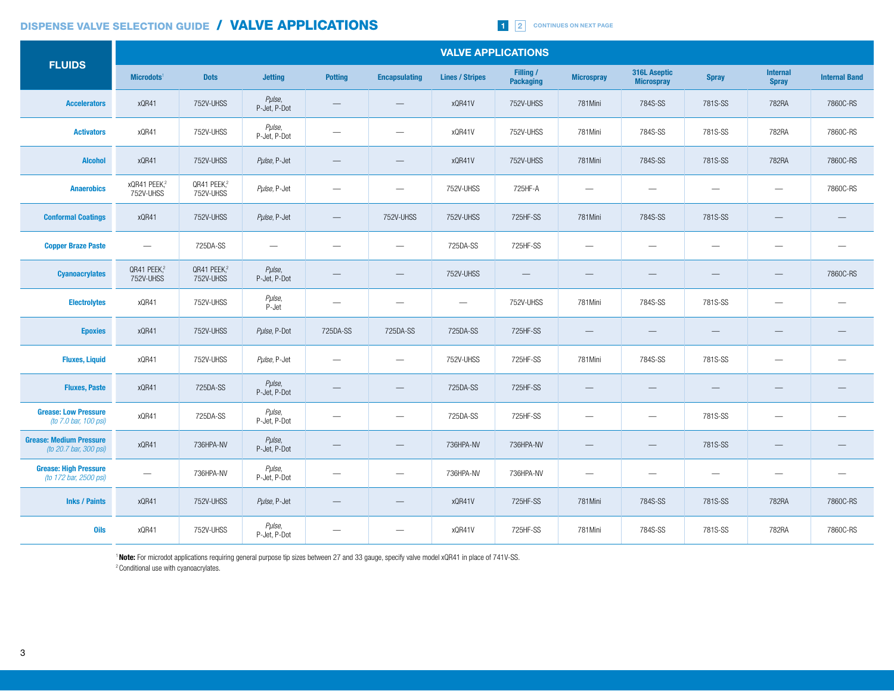# DISPENSE VALVE SELECTION GUIDE / VALVE APPLICATIONS

1 2 CONTINUES ON NEXT PAGE

| FLUIDS | VALVE APPLICATIONS | | | | | | | | | | | |
|---|---|---|---|---|---|---|---|---|---|---|---|---|
| | Microdots[1] | Dots | Jetting | Potting | Encapsulating | Lines / Stripes | Filling / Packaging | Microspray | 316L Aseptic Microspray | Spray | Internal Spray | Internal Band |
| **Accelerators** | xQR41 | 752V-UHSS | *Pulse*, P-Jet, P-Dot | — | — | xQR41V | 752V-UHSS | 781Mini | 784S-SS | 781S-SS | 782RA | 7860C-RS |
| **Activators** | xQR41 | 752V-UHSS | *Pulse*, P-Jet, P-Dot | — | — | xQR41V | 752V-UHSS | 781Mini | 784S-SS | 781S-SS | 782RA | 7860C-RS |
| **Alcohol** | xQR41 | 752V-UHSS | *Pulse*, P-Jet | — | — | xQR41V | 752V-UHSS | 781Mini | 784S-SS | 781S-SS | 782RA | 7860C-RS |
| **Anaerobics** | xQR41 PEEK,[2] 752V-UHSS | QR41 PEEK,[2] 752V-UHSS | *Pulse*, P-Jet | — | — | 752V-UHSS | 725HF-A | — | — | — | — | 7860C-RS |
| **Conformal Coatings** | xQR41 | 752V-UHSS | *Pulse*, P-Jet | — | 752V-UHSS | 752V-UHSS | 725HF-SS | 781Mini | 784S-SS | 781S-SS | — | — |
| **Copper Braze Paste** | — | 725DA-SS | — | — | — | 725DA-SS | 725HF-SS | — | — | — | — | — |
| **Cyanoacrylates** | QR41 PEEK,[2] 752V-UHSS | QR41 PEEK,[2] 752V-UHSS | *Pulse*, P-Jet, P-Dot | — | — | 752V-UHSS | — | — | — | — | — | 7860C-RS |
| **Electrolytes** | xQR41 | 752V-UHSS | *Pulse*, P-Jet | — | — | — | 752V-UHSS | 781Mini | 784S-SS | 781S-SS | — | — |
| **Epoxies** | xQR41 | 752V-UHSS | *Pulse*, P-Dot | 725DA-SS | 725DA-SS | 725DA-SS | 725HF-SS | — | — | — | — | — |
| **Fluxes, Liquid** | xQR41 | 752V-UHSS | *Pulse*, P-Jet | — | — | 752V-UHSS | 725HF-SS | 781Mini | 784S-SS | 781S-SS | — | — |
| **Fluxes, Paste** | xQR41 | 725DA-SS | *Pulse*, P-Jet, P-Dot | — | — | 725DA-SS | 725HF-SS | — | — | — | — | — |
| **Grease: Low Pressure** *(to 7.0 bar, 100 psi)* | xQR41 | 725DA-SS | *Pulse*, P-Jet, P-Dot | — | — | 725DA-SS | 725HF-SS | — | — | 781S-SS | — | — |
| **Grease: Medium Pressure** *(to 20.7 bar, 300 psi)* | xQR41 | 736HPA-NV | *Pulse*, P-Jet, P-Dot | — | — | 736HPA-NV | 736HPA-NV | — | — | 781S-SS | — | — |
| **Grease: High Pressure** *(to 172 bar, 2500 psi)* | — | 736HPA-NV | *Pulse*, P-Jet, P-Dot | — | — | 736HPA-NV | 736HPA-NV | — | — | — | — | — |
| **Inks / Paints** | xQR41 | 752V-UHSS | *Pulse*, P-Jet | — | — | xQR41V | 725HF-SS | 781Mini | 784S-SS | 781S-SS | 782RA | 7860C-RS |
| **Oils** | xQR41 | 752V-UHSS | *Pulse*, P-Jet, P-Dot | — | — | xQR41V | 725HF-SS | 781Mini | 784S-SS | 781S-SS | 782RA | 7860C-RS |

[1] **Note:** For microdot applications requiring general purpose tip sizes between 27 and 33 gauge, specify valve model xQR41 in place of 741V-SS.

[2] Conditional use with cyanoacrylates.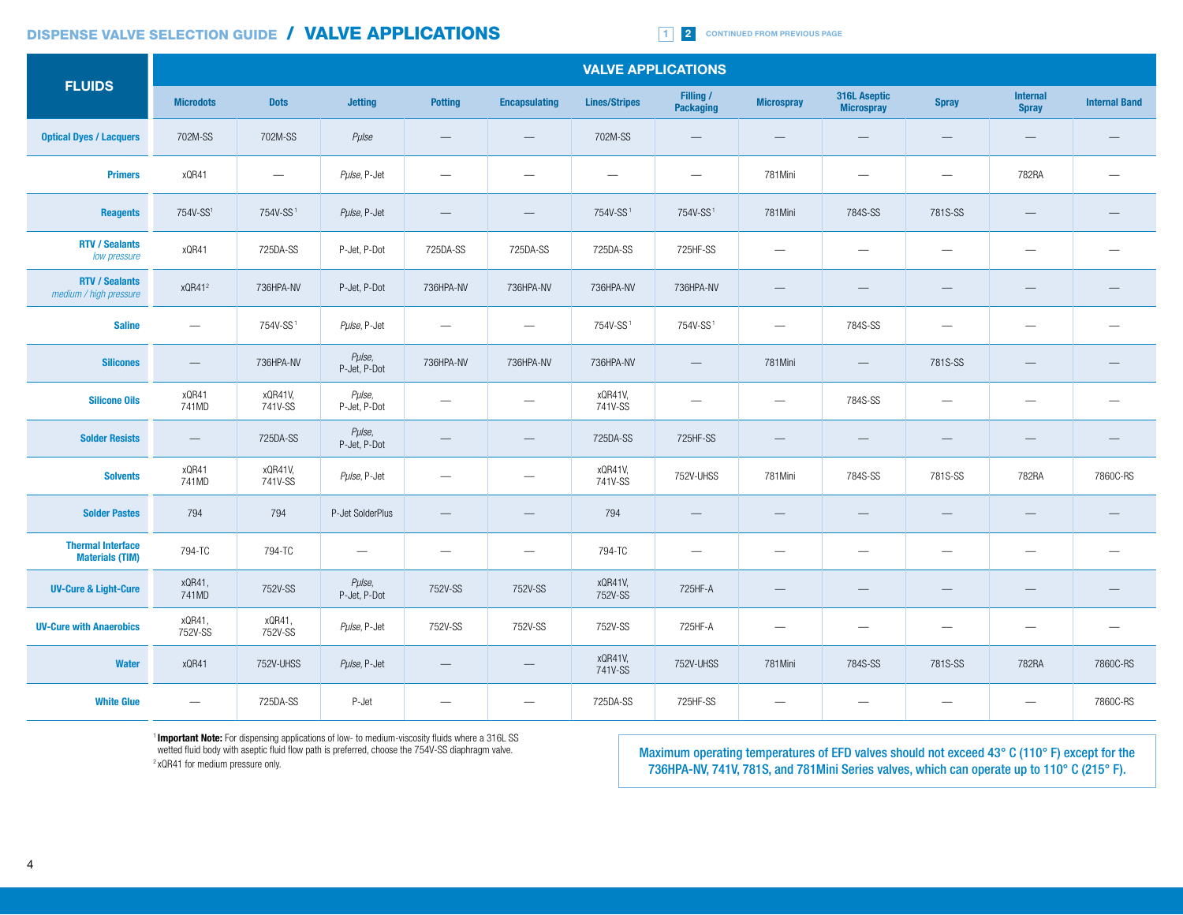# DISPENSE VALVE SELECTION GUIDE / VALVE APPLICATIONS

CONTINUED FROM PREVIOUS PAGE

| FLUIDS | VALVE APPLICATIONS | | | | | | | | | | | |
|---|---|---|---|---|---|---|---|---|---|---|---|---|
| | Microdots | Dots | Jetting | Potting | Encapsulating | Lines/Stripes | Filling / Packaging | Microspray | 316L Aseptic Microspray | Spray | Internal Spray | Internal Band |
| Optical Dyes / Lacquers | 702M-SS | 702M-SS | *Pulse* | — | — | 702M-SS | — | — | — | — | — | — |
| Primers | xQR41 | — | *Pulse*, P-Jet | — | — | — | — | 781Mini | — | — | 782RA | — |
| Reagents | 754V-SS[1] | 754V-SS[1] | *Pulse*, P-Jet | — | — | 754V-SS[1] | 754V-SS[1] | 781Mini | 784S-SS | 781S-SS | — | — |
| RTV / Sealants *low pressure* | xQR41 | 725DA-SS | P-Jet, P-Dot | 725DA-SS | 725DA-SS | 725DA-SS | 725HF-SS | — | — | — | — | — |
| RTV / Sealants *medium / high pressure* | xQR41[2] | 736HPA-NV | P-Jet, P-Dot | 736HPA-NV | 736HPA-NV | 736HPA-NV | 736HPA-NV | — | — | — | — | — |
| Saline | — | 754V-SS[1] | *Pulse*, P-Jet | — | — | 754V-SS[1] | 754V-SS[1] | — | 784S-SS | — | — | — |
| Silicones | — | 736HPA-NV | *Pulse*, P-Jet, P-Dot | 736HPA-NV | 736HPA-NV | 736HPA-NV | — | 781Mini | — | 781S-SS | — | — |
| Silicone Oils | xQR41 741MD | xQR41V, 741V-SS | *Pulse*, P-Jet, P-Dot | — | — | xQR41V, 741V-SS | — | — | 784S-SS | — | — | — |
| Solder Resists | — | 725DA-SS | *Pulse*, P-Jet, P-Dot | — | — | 725DA-SS | 725HF-SS | — | — | — | — | — |
| Solvents | xQR41 741MD | xQR41V, 741V-SS | *Pulse*, P-Jet | — | — | xQR41V, 741V-SS | 752V-UHSS | 781Mini | 784S-SS | 781S-SS | 782RA | 7860C-RS |
| Solder Pastes | 794 | 794 | P-Jet SolderPlus | — | — | 794 | — | — | — | — | — | — |
| Thermal Interface Materials (TIM) | 794-TC | 794-TC | — | — | — | 794-TC | — | — | — | — | — | — |
| UV-Cure & Light-Cure | xQR41, 741MD | 752V-SS | *Pulse*, P-Jet, P-Dot | 752V-SS | 752V-SS | xQR41V, 752V-SS | 725HF-A | — | — | — | — | — |
| UV-Cure with Anaerobics | xQR41, 752V-SS | xQR41, 752V-SS | *Pulse*, P-Jet | 752V-SS | 752V-SS | 752V-SS | 725HF-A | — | — | — | — | — |
| Water | xQR41 | 752V-UHSS | *Pulse*, P-Jet | — | — | xQR41V, 741V-SS | 752V-UHSS | 781Mini | 784S-SS | 781S-SS | 782RA | 7860C-RS |
| White Glue | — | 725DA-SS | P-Jet | — | — | 725DA-SS | 725HF-SS | — | — | — | — | 7860C-RS |

[1] **Important Note:** For dispensing applications of low- to medium-viscosity fluids where a 316L SS wetted fluid body with aseptic fluid flow path is preferred, choose the 754V-SS diaphragm valve.

[2] xQR41 for medium pressure only.

**Maximum operating temperatures of EFD valves should not exceed 43° C (110° F) except for the 736HPA-NV, 741V, 781S, and 781Mini Series valves, which can operate up to 110° C (215° F).**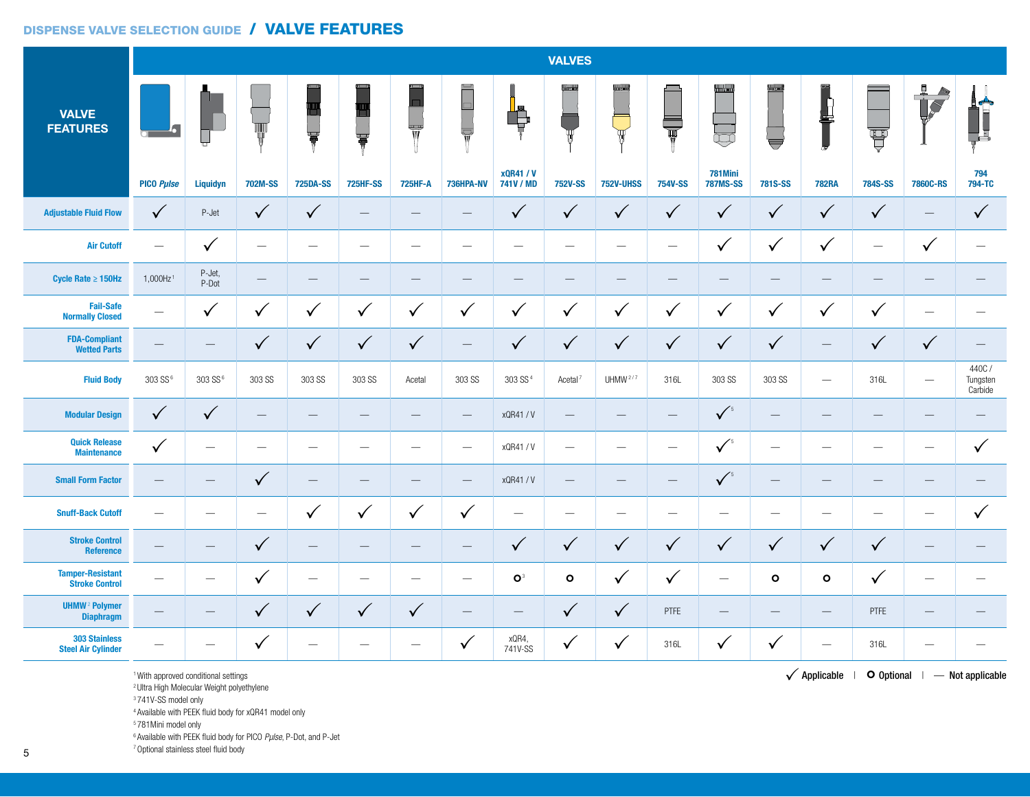# DISPENSE VALVE SELECTION GUIDE / VALVE FEATURES

| VALVE FEATURES | PICO *Pμlse* | Liquidyn | 702M-SS | 725DA-SS | 725HF-SS | 725HF-A | 736HPA-NV | xQR41 / V 741V / MD | 752V-SS | 752V-UHSS | 754V-SS | 781Mini 787MS-SS | 781S-SS | 782RA | 784S-SS | 7860C-RS | 794 794-TC |
|---|---|---|---|---|---|---|---|---|---|---|---|---|---|---|---|---|---|
| Adjustable Fluid Flow | ✓ | P-Jet | ✓ | ✓ | — | — | — | ✓ | ✓ | ✓ | ✓ | ✓ | ✓ | ✓ | ✓ | — | ✓ |
| Air Cutoff | — | ✓ | — | — | — | — | — | — | — | — | — | ✓ | ✓ | ✓ | — | ✓ | — |
| Cycle Rate ≥ 150Hz | 1,000Hz [1] | P-Jet, P-Dot | — | — | — | — | — | — | — | — | — | — | — | — | — | — | — |
| Fail-Safe Normally Closed | — | ✓ | ✓ | ✓ | ✓ | ✓ | ✓ | ✓ | ✓ | ✓ | ✓ | ✓ | ✓ | ✓ | ✓ | — | — |
| FDA-Compliant Wetted Parts | — | — | ✓ | ✓ | ✓ | ✓ | — | ✓ | ✓ | ✓ | ✓ | ✓ | ✓ | — | ✓ | ✓ | — |
| Fluid Body | 303 SS [6] | 303 SS [6] | 303 SS | 303 SS | 303 SS | Acetal | 303 SS | 303 SS [4] | Acetal [7] | UHMW [2/7] | 316L | 303 SS | 303 SS | — | 316L | — | 440C / Tungsten Carbide |
| Modular Design | ✓ | ✓ | — | — | — | — | — | xQR41 / V | — | — | — | ✓ [5] | — | — | — | — | — |
| Quick Release Maintenance | ✓ | — | — | — | — | — | — | xQR41 / V | — | — | — | ✓ [5] | — | — | — | — | ✓ |
| Small Form Factor | — | — | ✓ | — | — | — | — | xQR41 / V | — | — | — | ✓ [5] | — | — | — | — | — |
| Snuff-Back Cutoff | — | — | — | ✓ | ✓ | ✓ | ✓ | — | — | — | — | — | — | — | — | — | ✓ |
| Stroke Control Reference | — | — | ✓ | — | — | — | — | ✓ | ✓ | ✓ | ✓ | ✓ | ✓ | ✓ | ✓ | — | — |
| Tamper-Resistant Stroke Control | — | — | ✓ | — | — | — | — | O [3] | O | ✓ | ✓ | — | O | O | ✓ | — | — |
| UHMW [2] Polymer Diaphragm | — | — | ✓ | ✓ | ✓ | ✓ | — | — | ✓ | ✓ | PTFE | — | — | — | PTFE | — | — |
| 303 Stainless Steel Air Cylinder | — | — | ✓ | — | — | — | ✓ | xQR4, 741V-SS | ✓ | ✓ | 316L | ✓ | ✓ | — | 316L | — | — |

✓ Applicable | O Optional | — Not applicable

[1] With approved conditional settings
[2] Ultra High Molecular Weight polyethylene
[3] 741V-SS model only
[4] Available with PEEK fluid body for xQR41 model only
[5] 781Mini model only
[6] Available with PEEK fluid body for PICO *Pμlse*, P-Dot, and P-Jet
[7] Optional stainless steel fluid body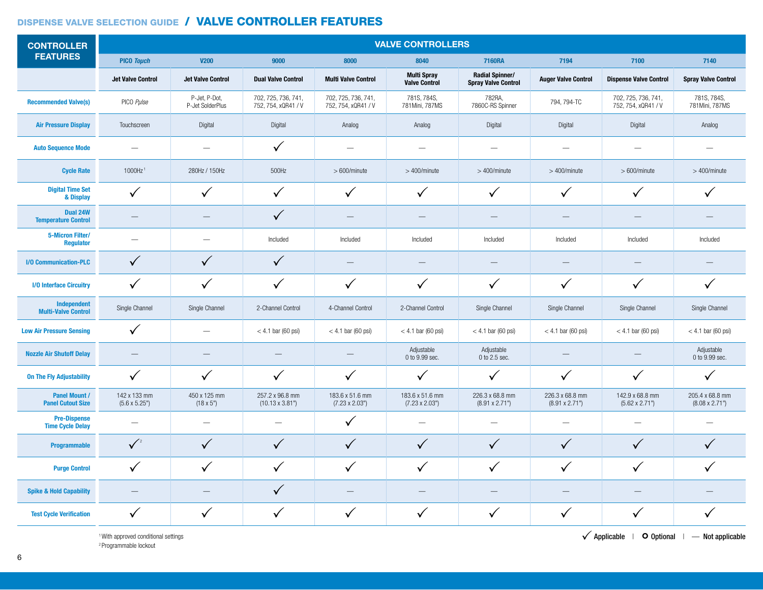## DISPENSE VALVE SELECTION GUIDE / VALVE CONTROLLER FEATURES

| CONTROLLER FEATURES | VALVE CONTROLLERS | | | | | | | | |
|---|---|---|---|---|---|---|---|---|---|
| | PICO *Touch* | V200 | 9000 | 8000 | 8040 | 7160RA | 7194 | 7100 | 7140 |
| | **Jet Valve Control** | **Jet Valve Control** | **Dual Valve Control** | **Multi Valve Control** | **Multi Spray Valve Control** | **Radial Spinner/ Spray Valve Control** | **Auger Valve Control** | **Dispense Valve Control** | **Spray Valve Control** |
| **Recommended Valve(s)** | PICO *Pµlse* | P-Jet, P-Dot, P-Jet SolderPlus | 702, 725, 736, 741, 752, 754, xQR41 / V | 702, 725, 736, 741, 752, 754, xQR41 / V | 781S, 784S, 781Mini, 787MS | 782RA, 7860C-RS Spinner | 794, 794-TC | 702, 725, 736, 741, 752, 754, xQR41 / V | 781S, 784S, 781Mini, 787MS |
| **Air Pressure Display** | Touchscreen | Digital | Digital | Analog | Analog | Digital | Digital | Digital | Analog |
| **Auto Sequence Mode** | — | — | ✓ | — | — | — | — | — | — |
| **Cycle Rate** | 1000Hz[1] | 280Hz / 150Hz | 500Hz | > 600/minute | > 400/minute | > 400/minute | > 400/minute | > 600/minute | > 400/minute |
| **Digital Time Set & Display** | ✓ | ✓ | ✓ | ✓ | ✓ | ✓ | ✓ | ✓ | ✓ |
| **Dual 24W Temperature Control** | — | — | ✓ | — | — | — | — | — | — |
| **5-Micron Filter/ Regulator** | — | — | Included | Included | Included | Included | Included | Included | Included |
| **I/O Communication-PLC** | ✓ | ✓ | ✓ | — | — | — | — | — | — |
| **I/O Interface Circuitry** | ✓ | ✓ | ✓ | ✓ | ✓ | ✓ | ✓ | ✓ | ✓ |
| **Independent Multi-Valve Control** | Single Channel | Single Channel | 2-Channel Control | 4-Channel Control | 2-Channel Control | Single Channel | Single Channel | Single Channel | Single Channel |
| **Low Air Pressure Sensing** | ✓ | — | < 4.1 bar (60 psi) | < 4.1 bar (60 psi) | < 4.1 bar (60 psi) | < 4.1 bar (60 psi) | < 4.1 bar (60 psi) | < 4.1 bar (60 psi) | < 4.1 bar (60 psi) |
| **Nozzle Air Shutoff Delay** | — | — | — | — | Adjustable 0 to 9.99 sec. | Adjustable 0 to 2.5 sec. | — | — | Adjustable 0 to 9.99 sec. |
| **On The Fly Adjustability** | ✓ | ✓ | ✓ | ✓ | ✓ | ✓ | ✓ | ✓ | ✓ |
| **Panel Mount / Panel Cutout Size** | 142 x 133 mm (5.6 x 5.25") | 450 x 125 mm (18 x 5") | 257.2 x 96.8 mm (10.13 x 3.81") | 183.6 x 51.6 mm (7.23 x 2.03") | 183.6 x 51.6 mm (7.23 x 2.03") | 226.3 x 68.8 mm (8.91 x 2.71") | 226.3 x 68.8 mm (8.91 x 2.71") | 142.9 x 68.8 mm (5.62 x 2.71") | 205.4 x 68.8 mm (8.08 x 2.71") |
| **Pre-Dispense Time Cycle Delay** | — | — | — | ✓ | — | — | — | — | — |
| **Programmable** | ✓[2] | ✓ | ✓ | ✓ | ✓ | ✓ | ✓ | ✓ | ✓ |
| **Purge Control** | ✓ | ✓ | ✓ | ✓ | ✓ | ✓ | ✓ | ✓ | ✓ |
| **Spike & Hold Capability** | — | — | ✓ | — | — | — | — | — | — |
| **Test Cycle Verification** | ✓ | ✓ | ✓ | ✓ | ✓ | ✓ | ✓ | ✓ | ✓ |

[1] With approved conditional settings
[2] Programmable lockout

✓ Applicable | O Optional | — Not applicable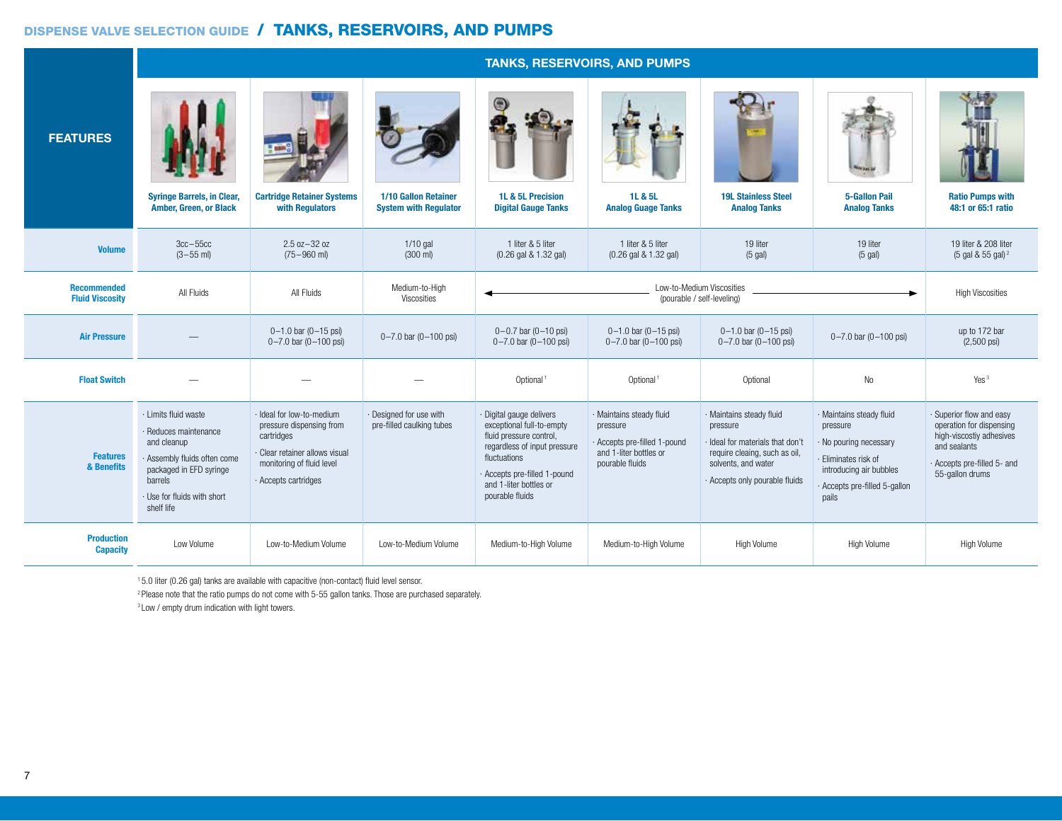# DISPENSE VALVE SELECTION GUIDE / TANKS, RESERVOIRS, AND PUMPS

| FEATURES | TANKS, RESERVOIRS, AND PUMPS | | | | | | | |
|---|---|---|---|---|---|---|---|---|
| | Syringe Barrels, in Clear, Amber, Green, or Black | Cartridge Retainer Systems with Regulators | 1/10 Gallon Retainer System with Regulator | 1L & 5L Precision Digital Gauge Tanks | 1L & 5L Analog Guage Tanks | 19L Stainless Steel Analog Tanks | 5-Gallon Pail Analog Tanks | Ratio Pumps with 48:1 or 65:1 ratio |
| **Volume** | 3cc–55cc (3–55 ml) | 2.5 oz–32 oz (75–960 ml) | 1/10 gal (300 ml) | 1 liter & 5 liter (0.26 gal & 1.32 gal) | 1 liter & 5 liter (0.26 gal & 1.32 gal) | 19 liter (5 gal) | 19 liter (5 gal) | 19 liter & 208 liter (5 gal & 55 gal) [2] |
| **Recommended Fluid Viscosity** | All Fluids | All Fluids | Medium-to-High Viscosities | Low-to-Medium Viscosities (pourable / self-leveling) | | | | High Viscosities |
| **Air Pressure** | — | 0–1.0 bar (0–15 psi) 0–7.0 bar (0–100 psi) | 0–7.0 bar (0–100 psi) | 0–0.7 bar (0–10 psi) 0–7.0 bar (0–100 psi) | 0–1.0 bar (0–15 psi) 0–7.0 bar (0–100 psi) | 0–1.0 bar (0–15 psi) 0–7.0 bar (0–100 psi) | 0–7.0 bar (0–100 psi) | up to 172 bar (2,500 psi) |
| **Float Switch** | — | — | — | Optional [1] | Optional [1] | Optional | No | Yes [3] |
| **Features & Benefits** | · Limits fluid waste<br>· Reduces maintenance and cleanup<br>· Assembly fluids often come packaged in EFD syringe barrels<br>· Use for fluids with short shelf life | · Ideal for low-to-medium pressure dispensing from cartridges<br>· Clear retainer allows visual monitoring of fluid level<br>· Accepts cartridges | · Designed for use with pre-filled caulking tubes | · Digital gauge delivers exceptional full-to-empty fluid pressure control, regardless of input pressure fluctuations<br>· Accepts pre-filled 1-pound and 1-liter bottles or pourable fluids | · Maintains steady fluid pressure<br>· Accepts pre-filled 1-pound and 1-liter bottles or pourable fluids | · Maintains steady fluid pressure<br>· Ideal for materials that don't require cleaning, such as oil, solvents, and water<br>· Accepts only pourable fluids | · Maintains steady fluid pressure<br>· No pouring necessary<br>· Eliminates risk of introducing air bubbles<br>· Accepts pre-filled 5-gallon pails | · Superior flow and easy operation for dispensing high-viscostiy adhesives and sealants<br>· Accepts pre-filled 5- and 55-gallon drums |
| **Production Capacity** | Low Volume | Low-to-Medium Volume | Low-to-Medium Volume | Medium-to-High Volume | Medium-to-High Volume | High Volume | High Volume | High Volume |

[1] 5.0 liter (0.26 gal) tanks are available with capacitive (non-contact) fluid level sensor.

[2] Please note that the ratio pumps do not come with 5-55 gallon tanks. Those are purchased separately.

[3] Low / empty drum indication with light towers.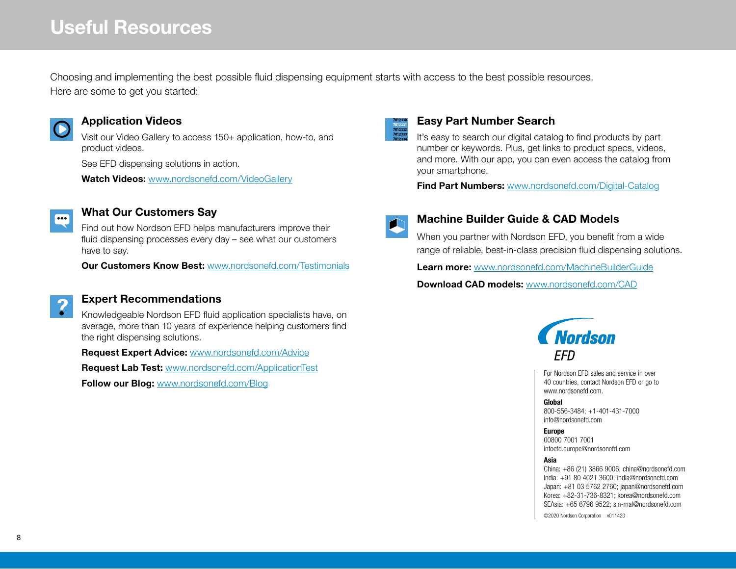# Useful Resources

Choosing and implementing the best possible fluid dispensing equipment starts with access to the best possible resources. Here are some to get you started:

## Application Videos

Visit our Video Gallery to access 150+ application, how-to, and product videos.

See EFD dispensing solutions in action.

**Watch Videos:** www.nordsonefd.com/VideoGallery

## What Our Customers Say

Find out how Nordson EFD helps manufacturers improve their fluid dispensing processes every day – see what our customers have to say.

**Our Customers Know Best:** www.nordsonefd.com/Testimonials

## Expert Recommendations

Knowledgeable Nordson EFD fluid application specialists have, on average, more than 10 years of experience helping customers find the right dispensing solutions.

**Request Expert Advice:** www.nordsonefd.com/Advice

**Request Lab Test:** www.nordsonefd.com/ApplicationTest

**Follow our Blog:** www.nordsonefd.com/Blog

## Easy Part Number Search

It's easy to search our digital catalog to find products by part number or keywords. Plus, get links to product specs, videos, and more. With our app, you can even access the catalog from your smartphone.

**Find Part Numbers:** www.nordsonefd.com/Digital-Catalog

## Machine Builder Guide & CAD Models

When you partner with Nordson EFD, you benefit from a wide range of reliable, best-in-class precision fluid dispensing solutions.

**Learn more:** www.nordsonefd.com/MachineBuilderGuide

**Download CAD models:** www.nordsonefd.com/CAD

Nordson EFD

For Nordson EFD sales and service in over 40 countries, contact Nordson EFD or go to www.nordsonefd.com.

**Global**
800-556-3484; +1-401-431-7000
info@nordsonefd.com

**Europe**
00800 7001 7001
infoefd.europe@nordsonefd.com

**Asia**
China: +86 (21) 3866 9006; china@nordsonefd.com
India: +91 80 4021 3600; india@nordsonefd.com
Japan: +81 03 5762 2760; japan@nordsonefd.com
Korea: +82-31-736-8321; korea@nordsonefd.com
SEAsia: +65 6796 9522; sin-mal@nordsonefd.com

©2020 Nordson Corporation v011420